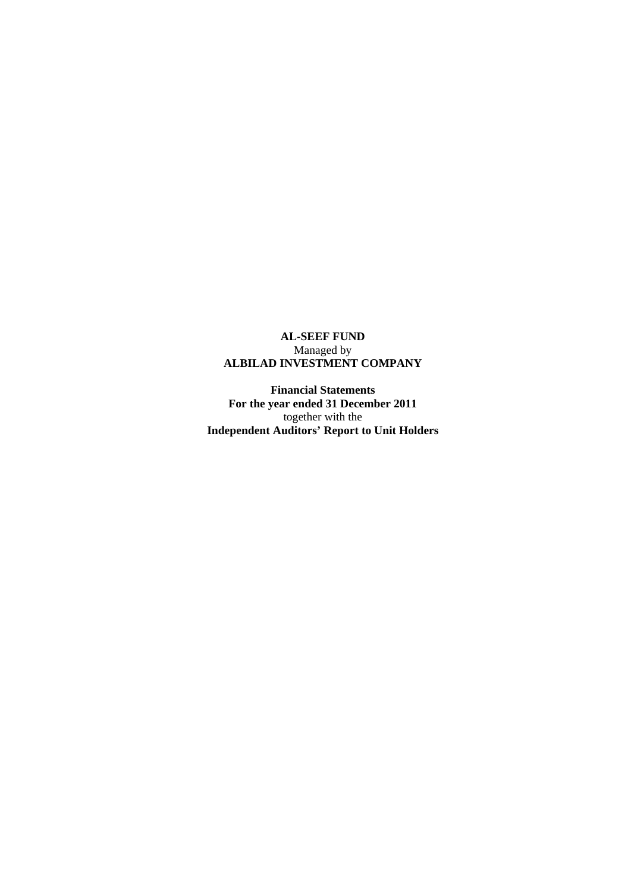**AL-SEEF FUND**
Managed by
**ALBILAD INVESTMENT COMPANY**

**Financial Statements**
**For the year ended 31 December 2011**
together with the
**Independent Auditors' Report to Unit Holders**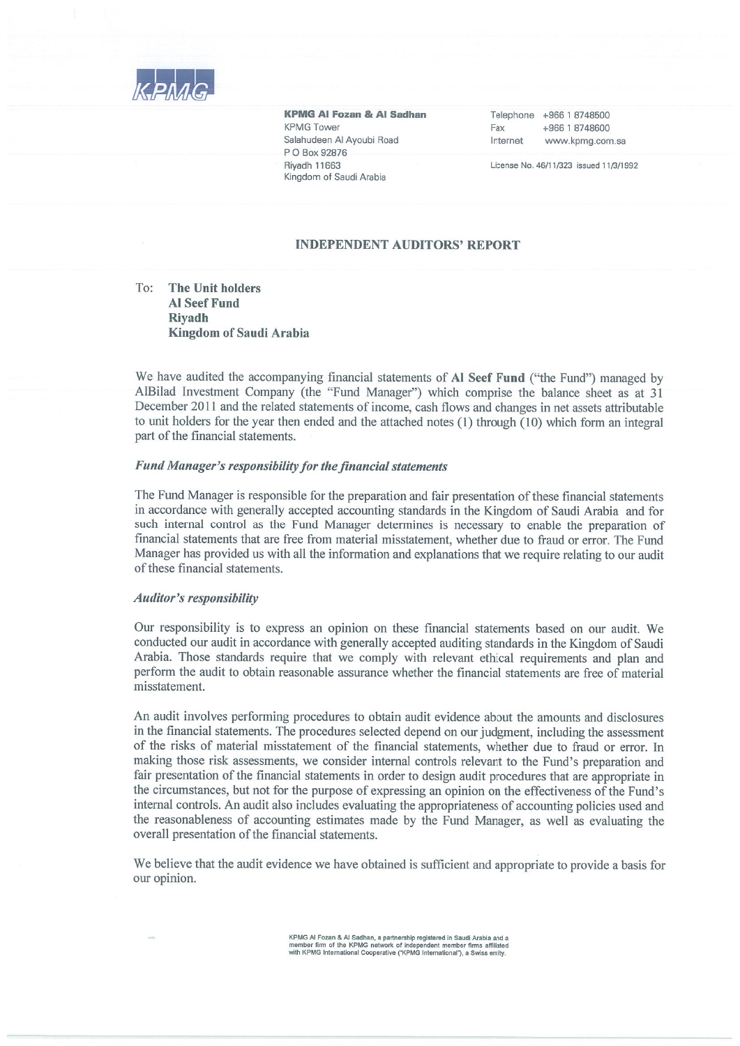KPMG

**KPMG Al Fozan & Al Sadhan**
KPMG Tower
Salahudeen Al Ayoubi Road
P O Box 92876
Riyadh 11663
Kingdom of Saudi Arabia

Telephone +966 1 8748500
Fax +966 1 8748600
Internet www.kpmg.com.sa

License No. 46/11/323 issued 11/3/1992

## INDEPENDENT AUDITORS' REPORT

To: **The Unit holders**
**Al Seef Fund**
**Riyadh**
**Kingdom of Saudi Arabia**

We have audited the accompanying financial statements of **Al Seef Fund** ("the Fund") managed by AlBilad Investment Company (the "Fund Manager") which comprise the balance sheet as at 31 December 2011 and the related statements of income, cash flows and changes in net assets attributable to unit holders for the year then ended and the attached notes (1) through (10) which form an integral part of the financial statements.

### *Fund Manager's responsibility for the financial statements*

The Fund Manager is responsible for the preparation and fair presentation of these financial statements in accordance with generally accepted accounting standards in the Kingdom of Saudi Arabia and for such internal control as the Fund Manager determines is necessary to enable the preparation of financial statements that are free from material misstatement, whether due to fraud or error. The Fund Manager has provided us with all the information and explanations that we require relating to our audit of these financial statements.

### *Auditor's responsibility*

Our responsibility is to express an opinion on these financial statements based on our audit. We conducted our audit in accordance with generally accepted auditing standards in the Kingdom of Saudi Arabia. Those standards require that we comply with relevant ethical requirements and plan and perform the audit to obtain reasonable assurance whether the financial statements are free of material misstatement.

An audit involves performing procedures to obtain audit evidence about the amounts and disclosures in the financial statements. The procedures selected depend on our judgment, including the assessment of the risks of material misstatement of the financial statements, whether due to fraud or error. In making those risk assessments, we consider internal controls relevant to the Fund's preparation and fair presentation of the financial statements in order to design audit procedures that are appropriate in the circumstances, but not for the purpose of expressing an opinion on the effectiveness of the Fund's internal controls. An audit also includes evaluating the appropriateness of accounting policies used and the reasonableness of accounting estimates made by the Fund Manager, as well as evaluating the overall presentation of the financial statements.

We believe that the audit evidence we have obtained is sufficient and appropriate to provide a basis for our opinion.

KPMG Al Fozan & Al Sadhan, a partnership registered in Saudi Arabia and a member firm of the KPMG network of independent member firms affiliated with KPMG International Cooperative ("KPMG International"), a Swiss entity.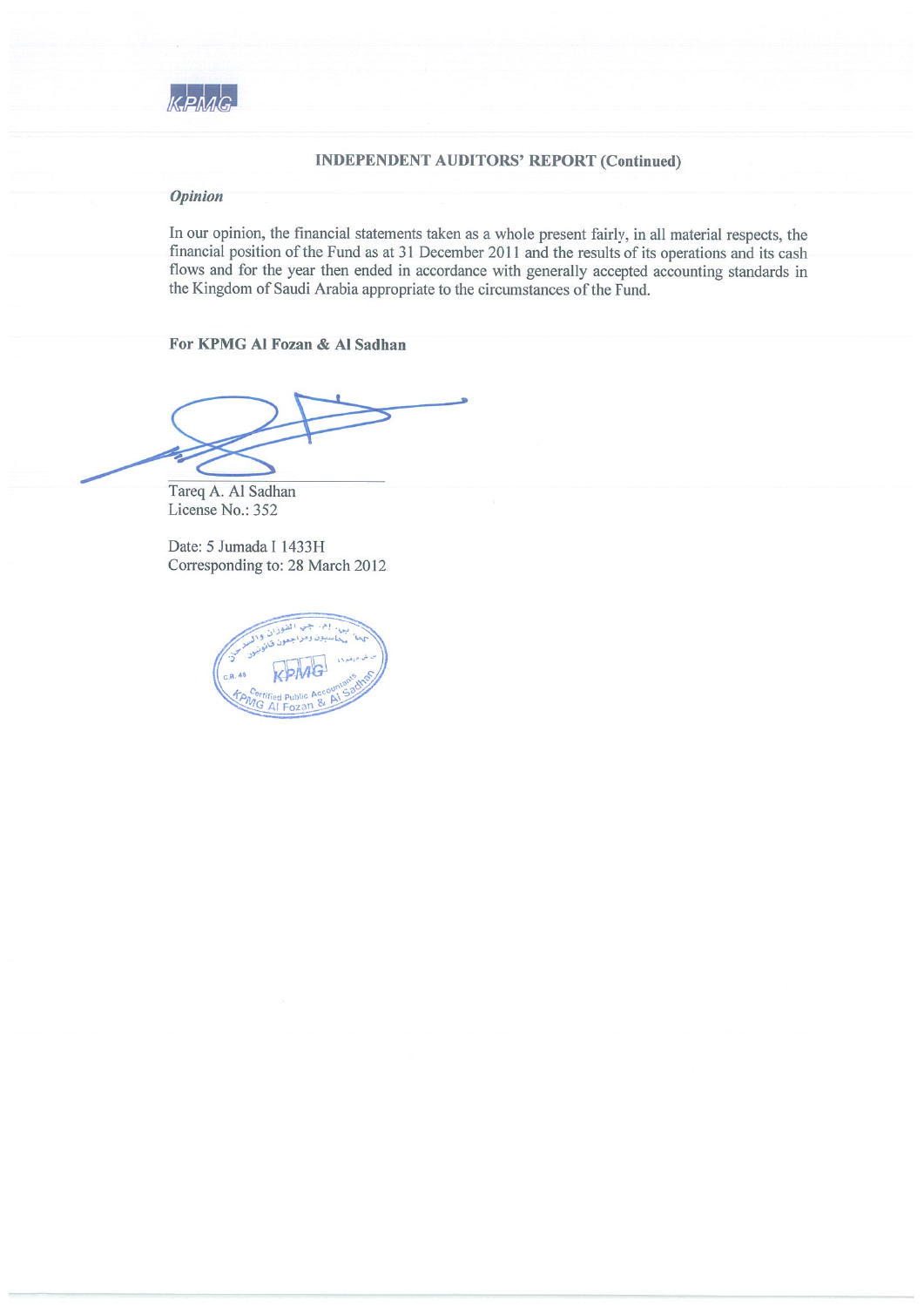## INDEPENDENT AUDITORS' REPORT (Continued)

### *Opinion*

In our opinion, the financial statements taken as a whole present fairly, in all material respects, the financial position of the Fund as at 31 December 2011 and the results of its operations and its cash flows and for the year then ended in accordance with generally accepted accounting standards in the Kingdom of Saudi Arabia appropriate to the circumstances of the Fund.

**For KPMG Al Fozan & Al Sadhan**

Tareq A. Al Sadhan
License No.: 352

Date: 5 Jumada I 1433H
Corresponding to: 28 March 2012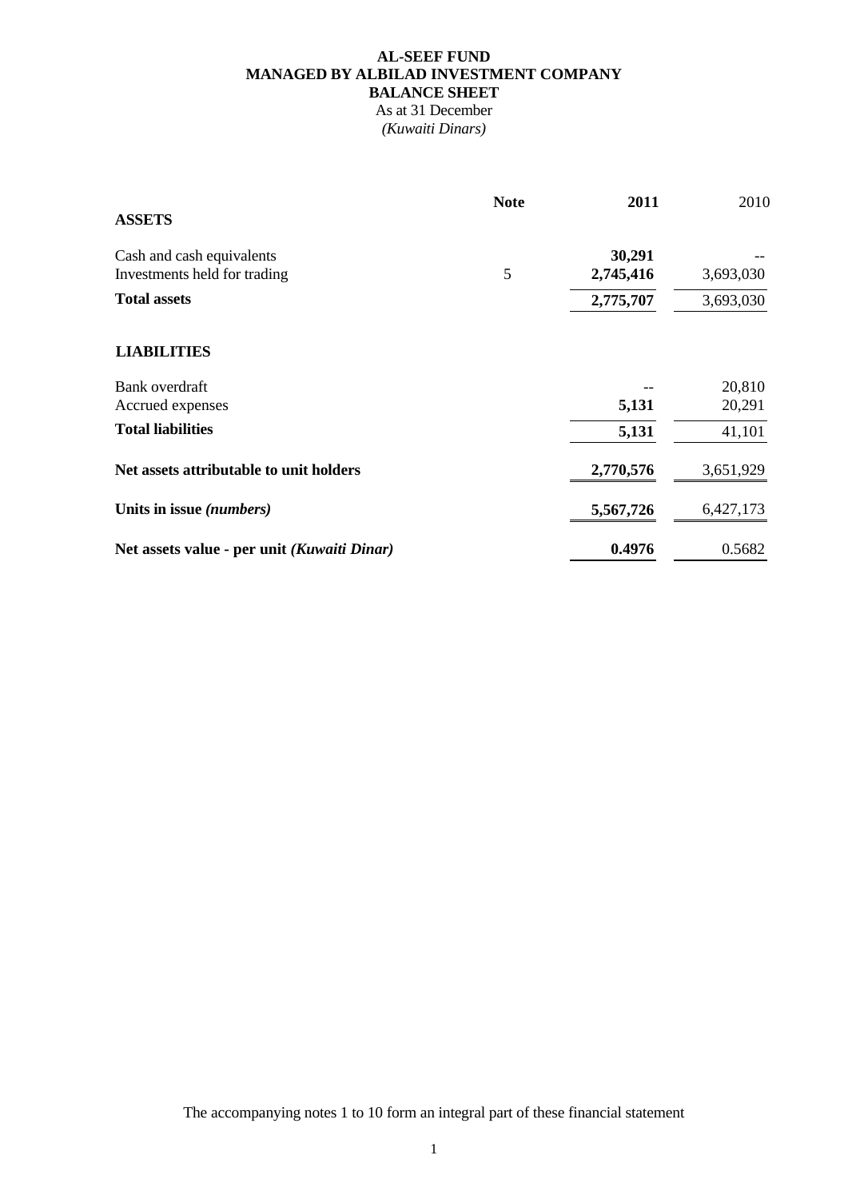**AL-SEEF FUND**
**MANAGED BY ALBILAD INVESTMENT COMPANY**
**BALANCE SHEET**
As at 31 December
*(Kuwaiti Dinars)*

| | **Note** | **2011** | 2010 |
|---|---|---|---|
| **ASSETS** | | | |
| Cash and cash equivalents | | **30,291** | -- |
| Investments held for trading | 5 | **2,745,416** | 3,693,030 |
| **Total assets** | | **2,775,707** | 3,693,030 |
| **LIABILITIES** | | | |
| Bank overdraft | | -- | 20,810 |
| Accrued expenses | | **5,131** | 20,291 |
| **Total liabilities** | | **5,131** | 41,101 |
| **Net assets attributable to unit holders** | | **2,770,576** | 3,651,929 |
| **Units in issue *(numbers)*** | | **5,567,726** | 6,427,173 |
| **Net assets value - per unit *(Kuwaiti Dinar)*** | | **0.4976** | 0.5682 |

The accompanying notes 1 to 10 form an integral part of these financial statement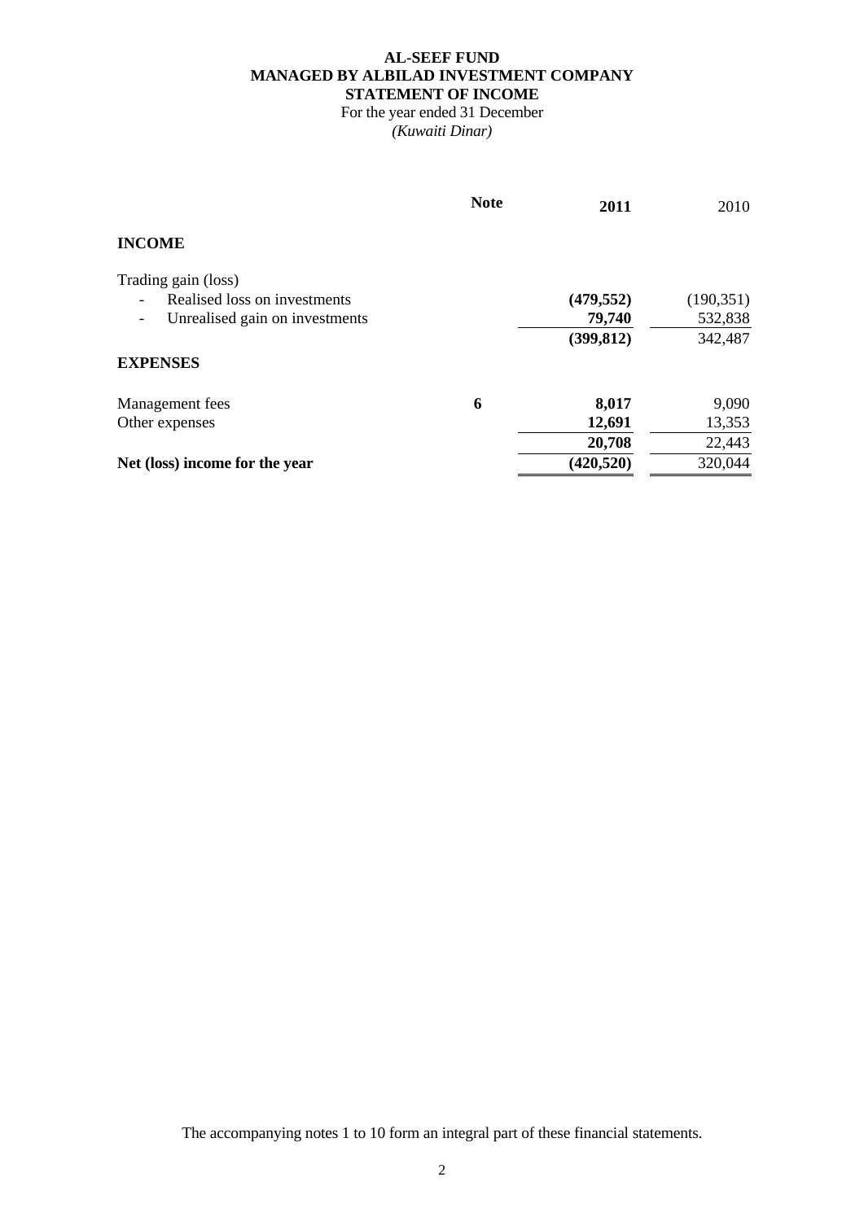**AL-SEEF FUND**
**MANAGED BY ALBILAD INVESTMENT COMPANY**
**STATEMENT OF INCOME**
For the year ended 31 December
*(Kuwaiti Dinar)*

| | Note | 2011 | 2010 |
|---|---|---|---|
| **INCOME** | | | |
| Trading gain (loss) | | | |
| - Realised loss on investments | | **(479,552)** | (190,351) |
| - Unrealised gain on investments | | **79,740** | 532,838 |
| | | **(399,812)** | 342,487 |
| **EXPENSES** | | | |
| Management fees | **6** | **8,017** | 9,090 |
| Other expenses | | **12,691** | 13,353 |
| | | **20,708** | 22,443 |
| **Net (loss) income for the year** | | **(420,520)** | 320,044 |

The accompanying notes 1 to 10 form an integral part of these financial statements.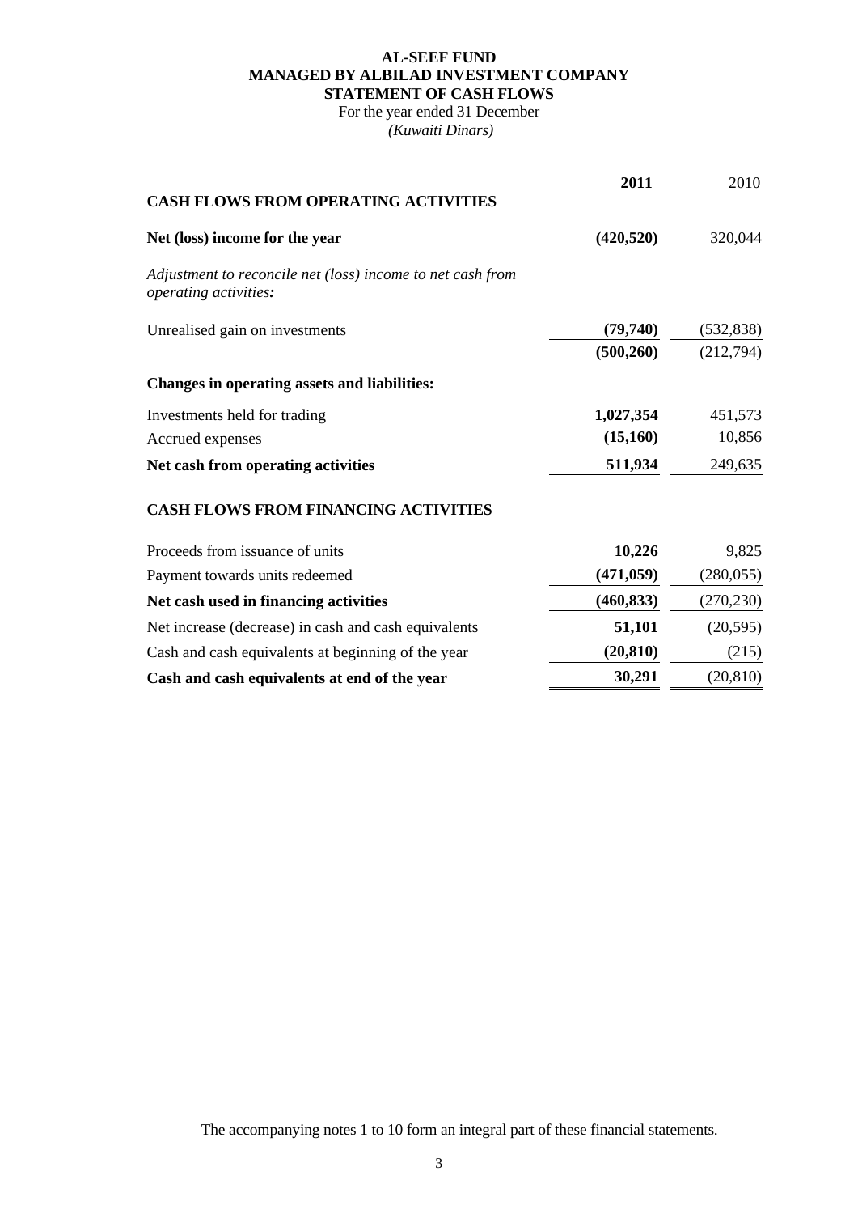**AL-SEEF FUND**
**MANAGED BY ALBILAD INVESTMENT COMPANY**
**STATEMENT OF CASH FLOWS**
For the year ended 31 December
*(Kuwaiti Dinars)*

| | **2011** | 2010 |
|---|---|---|
| **CASH FLOWS FROM OPERATING ACTIVITIES** | | |
| **Net (loss) income for the year** | **(420,520)** | 320,044 |
| *Adjustment to reconcile net (loss) income to net cash from operating activities:* | | |
| Unrealised gain on investments | **(79,740)** | (532,838) |
| | **(500,260)** | (212,794) |
| **Changes in operating assets and liabilities:** | | |
| Investments held for trading | **1,027,354** | 451,573 |
| Accrued expenses | **(15,160)** | 10,856 |
| **Net cash from operating activities** | **511,934** | 249,635 |
| **CASH FLOWS FROM FINANCING ACTIVITIES** | | |
| Proceeds from issuance of units | **10,226** | 9,825 |
| Payment towards units redeemed | **(471,059)** | (280,055) |
| **Net cash used in financing activities** | **(460,833)** | (270,230) |
| Net increase (decrease) in cash and cash equivalents | **51,101** | (20,595) |
| Cash and cash equivalents at beginning of the year | **(20,810)** | (215) |
| **Cash and cash equivalents at end of the year** | **30,291** | (20,810) |

The accompanying notes 1 to 10 form an integral part of these financial statements.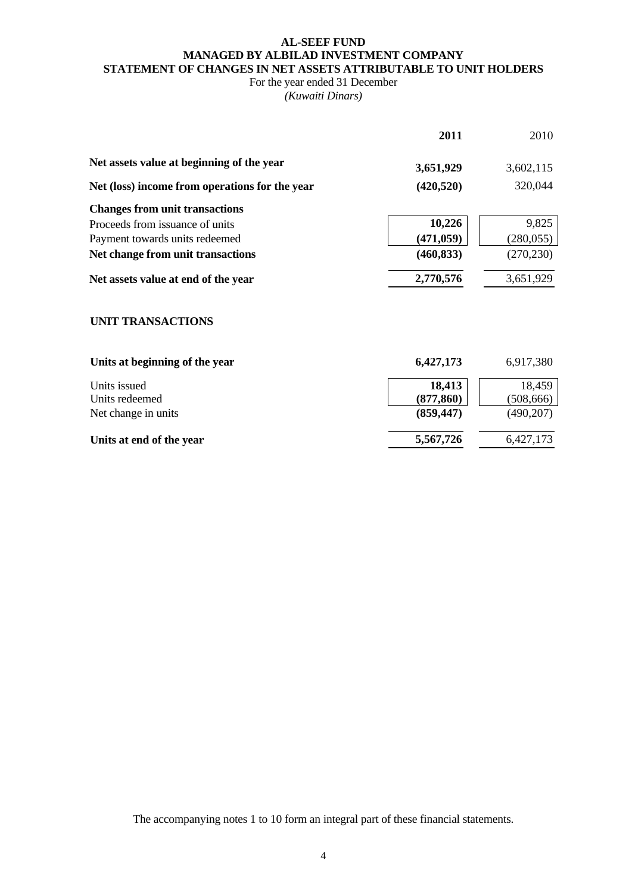# AL-SEEF FUND
## MANAGED BY ALBILAD INVESTMENT COMPANY
## STATEMENT OF CHANGES IN NET ASSETS ATTRIBUTABLE TO UNIT HOLDERS

For the year ended 31 December

*(Kuwaiti Dinars)*

| | **2011** | 2010 |
|---|---|---|
| **Net assets value at beginning of the year** | **3,651,929** | 3,602,115 |
| **Net (loss) income from operations for the year** | **(420,520)** | 320,044 |
| **Changes from unit transactions** | | |
| Proceeds from issuance of units | **10,226** | 9,825 |
| Payment towards units redeemed | **(471,059)** | (280,055) |
| **Net change from unit transactions** | **(460,833)** | (270,230) |
| **Net assets value at end of the year** | **2,770,576** | 3,651,929 |

## UNIT TRANSACTIONS

| | **2011** | 2010 |
|---|---|---|
| **Units at beginning of the year** | **6,427,173** | 6,917,380 |
| Units issued | **18,413** | 18,459 |
| Units redeemed | **(877,860)** | (508,666) |
| Net change in units | **(859,447)** | (490,207) |
| **Units at end of the year** | **5,567,726** | 6,427,173 |

The accompanying notes 1 to 10 form an integral part of these financial statements.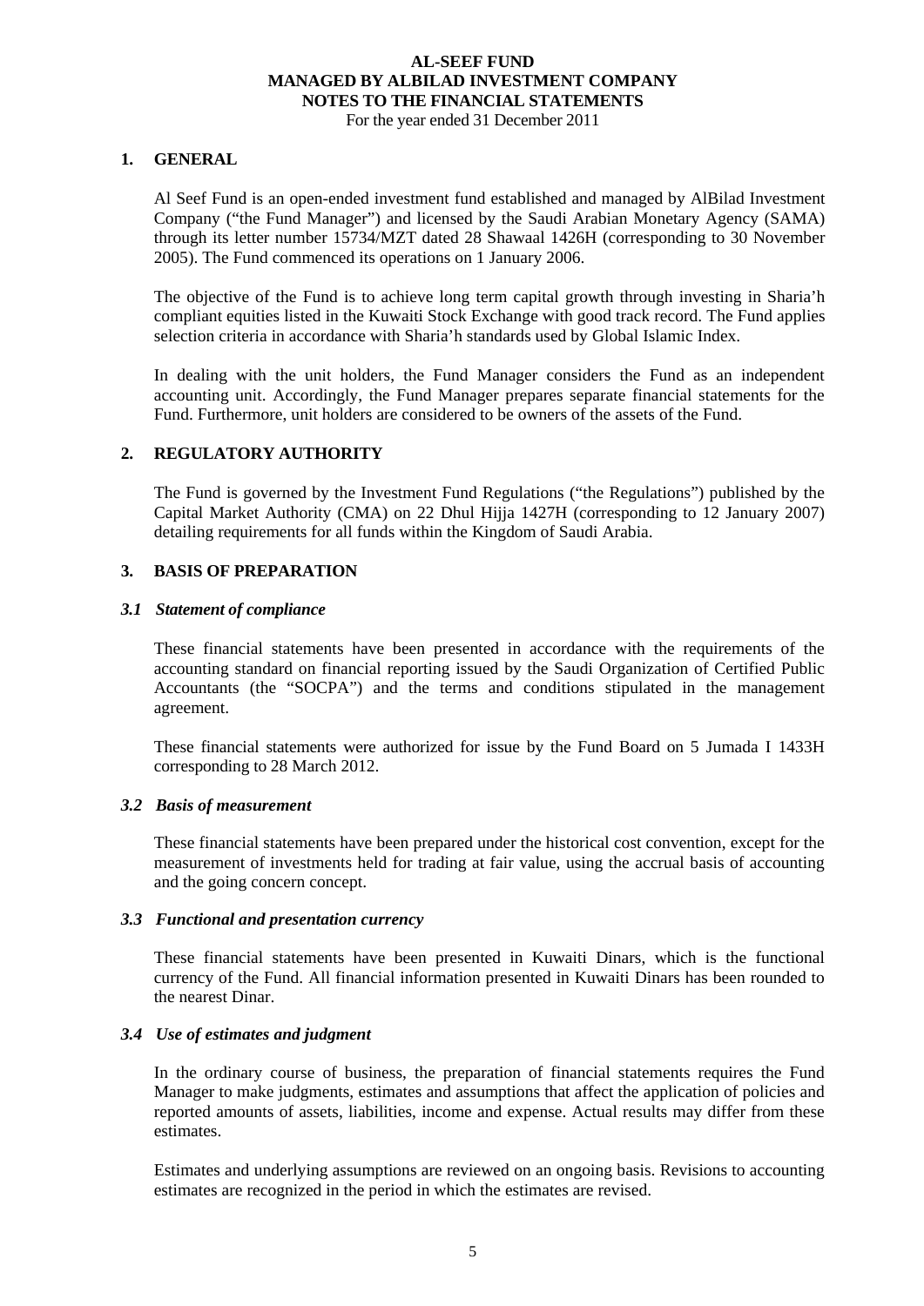**AL-SEEF FUND**
**MANAGED BY ALBILAD INVESTMENT COMPANY**
**NOTES TO THE FINANCIAL STATEMENTS**
For the year ended 31 December 2011

## 1. GENERAL

Al Seef Fund is an open-ended investment fund established and managed by AlBilad Investment Company ("the Fund Manager") and licensed by the Saudi Arabian Monetary Agency (SAMA) through its letter number 15734/MZT dated 28 Shawaal 1426H (corresponding to 30 November 2005). The Fund commenced its operations on 1 January 2006.

The objective of the Fund is to achieve long term capital growth through investing in Sharia'h compliant equities listed in the Kuwaiti Stock Exchange with good track record. The Fund applies selection criteria in accordance with Sharia'h standards used by Global Islamic Index.

In dealing with the unit holders, the Fund Manager considers the Fund as an independent accounting unit. Accordingly, the Fund Manager prepares separate financial statements for the Fund. Furthermore, unit holders are considered to be owners of the assets of the Fund.

## 2. REGULATORY AUTHORITY

The Fund is governed by the Investment Fund Regulations ("the Regulations") published by the Capital Market Authority (CMA) on 22 Dhul Hijja 1427H (corresponding to 12 January 2007) detailing requirements for all funds within the Kingdom of Saudi Arabia.

## 3. BASIS OF PREPARATION

### *3.1 Statement of compliance*

These financial statements have been presented in accordance with the requirements of the accounting standard on financial reporting issued by the Saudi Organization of Certified Public Accountants (the "SOCPA") and the terms and conditions stipulated in the management agreement.

These financial statements were authorized for issue by the Fund Board on 5 Jumada I 1433H corresponding to 28 March 2012.

### *3.2 Basis of measurement*

These financial statements have been prepared under the historical cost convention, except for the measurement of investments held for trading at fair value, using the accrual basis of accounting and the going concern concept.

### *3.3 Functional and presentation currency*

These financial statements have been presented in Kuwaiti Dinars, which is the functional currency of the Fund. All financial information presented in Kuwaiti Dinars has been rounded to the nearest Dinar.

### *3.4 Use of estimates and judgment*

In the ordinary course of business, the preparation of financial statements requires the Fund Manager to make judgments, estimates and assumptions that affect the application of policies and reported amounts of assets, liabilities, income and expense. Actual results may differ from these estimates.

Estimates and underlying assumptions are reviewed on an ongoing basis. Revisions to accounting estimates are recognized in the period in which the estimates are revised.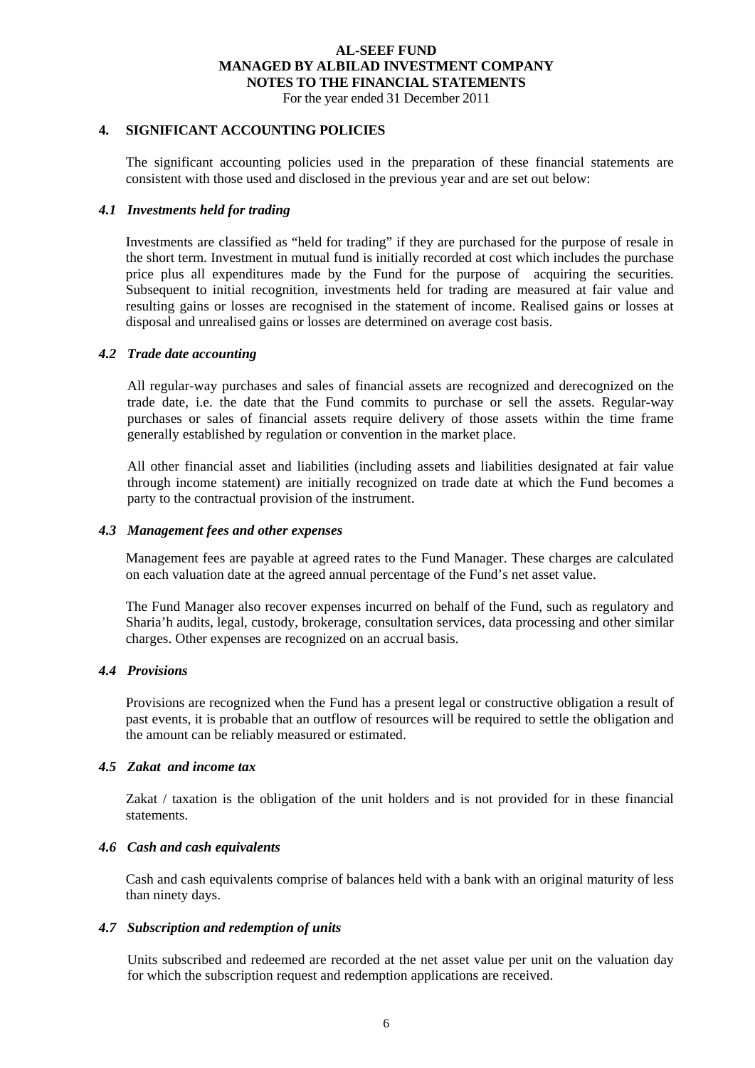**AL-SEEF FUND**
**MANAGED BY ALBILAD INVESTMENT COMPANY**
**NOTES TO THE FINANCIAL STATEMENTS**
For the year ended 31 December 2011

## 4. SIGNIFICANT ACCOUNTING POLICIES

The significant accounting policies used in the preparation of these financial statements are consistent with those used and disclosed in the previous year and are set out below:

### *4.1 Investments held for trading*

Investments are classified as "held for trading" if they are purchased for the purpose of resale in the short term. Investment in mutual fund is initially recorded at cost which includes the purchase price plus all expenditures made by the Fund for the purpose of acquiring the securities. Subsequent to initial recognition, investments held for trading are measured at fair value and resulting gains or losses are recognised in the statement of income. Realised gains or losses at disposal and unrealised gains or losses are determined on average cost basis.

### *4.2 Trade date accounting*

All regular-way purchases and sales of financial assets are recognized and derecognized on the trade date, i.e. the date that the Fund commits to purchase or sell the assets. Regular-way purchases or sales of financial assets require delivery of those assets within the time frame generally established by regulation or convention in the market place.

All other financial asset and liabilities (including assets and liabilities designated at fair value through income statement) are initially recognized on trade date at which the Fund becomes a party to the contractual provision of the instrument.

### *4.3 Management fees and other expenses*

Management fees are payable at agreed rates to the Fund Manager. These charges are calculated on each valuation date at the agreed annual percentage of the Fund's net asset value.

The Fund Manager also recover expenses incurred on behalf of the Fund, such as regulatory and Sharia'h audits, legal, custody, brokerage, consultation services, data processing and other similar charges. Other expenses are recognized on an accrual basis.

### *4.4 Provisions*

Provisions are recognized when the Fund has a present legal or constructive obligation a result of past events, it is probable that an outflow of resources will be required to settle the obligation and the amount can be reliably measured or estimated.

### *4.5 Zakat and income tax*

Zakat / taxation is the obligation of the unit holders and is not provided for in these financial statements.

### *4.6 Cash and cash equivalents*

Cash and cash equivalents comprise of balances held with a bank with an original maturity of less than ninety days.

### *4.7 Subscription and redemption of units*

Units subscribed and redeemed are recorded at the net asset value per unit on the valuation day for which the subscription request and redemption applications are received.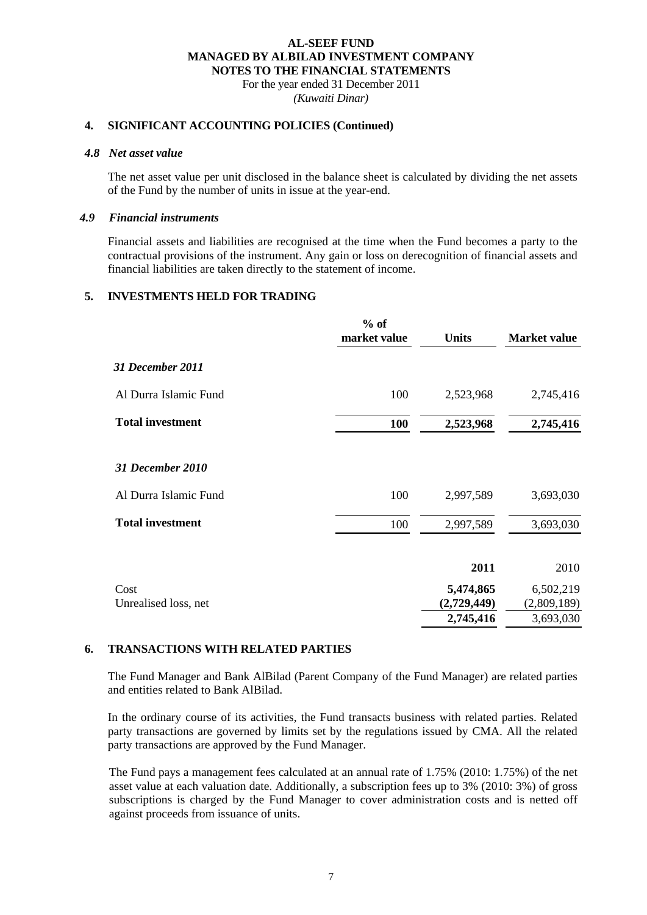## 4. SIGNIFICANT ACCOUNTING POLICIES (Continued)

### *4.8 Net asset value*

The net asset value per unit disclosed in the balance sheet is calculated by dividing the net assets of the Fund by the number of units in issue at the year-end.

### *4.9 Financial instruments*

Financial assets and liabilities are recognised at the time when the Fund becomes a party to the contractual provisions of the instrument. Any gain or loss on derecognition of financial assets and financial liabilities are taken directly to the statement of income.

## 5. INVESTMENTS HELD FOR TRADING

| | % of market value | Units | Market value |
|---|---|---|---|
| ***31 December 2011*** | | | |
| Al Durra Islamic Fund | 100 | 2,523,968 | 2,745,416 |
| **Total investment** | **100** | **2,523,968** | **2,745,416** |
| ***31 December 2010*** | | | |
| Al Durra Islamic Fund | 100 | 2,997,589 | 3,693,030 |
| **Total investment** | 100 | 2,997,589 | 3,693,030 |

| | 2011 | 2010 |
|---|---|---|
| Cost | **5,474,865** | 6,502,219 |
| Unrealised loss, net | **(2,729,449)** | (2,809,189) |
| | **2,745,416** | 3,693,030 |

## 6. TRANSACTIONS WITH RELATED PARTIES

The Fund Manager and Bank AlBilad (Parent Company of the Fund Manager) are related parties and entities related to Bank AlBilad.

In the ordinary course of its activities, the Fund transacts business with related parties. Related party transactions are governed by limits set by the regulations issued by CMA. All the related party transactions are approved by the Fund Manager.

The Fund pays a management fees calculated at an annual rate of 1.75% (2010: 1.75%) of the net asset value at each valuation date. Additionally, a subscription fees up to 3% (2010: 3%) of gross subscriptions is charged by the Fund Manager to cover administration costs and is netted off against proceeds from issuance of units.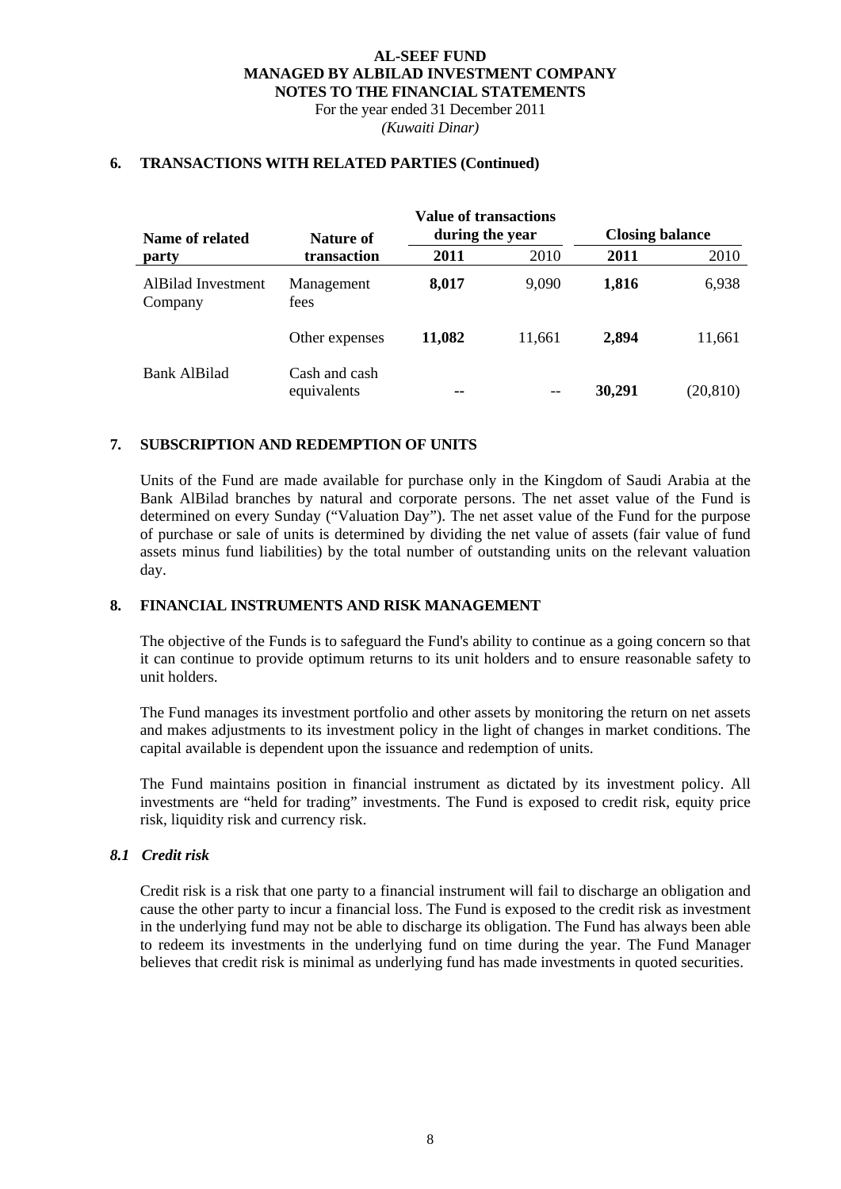**AL-SEEF FUND**
**MANAGED BY ALBILAD INVESTMENT COMPANY**
**NOTES TO THE FINANCIAL STATEMENTS**
For the year ended 31 December 2011
*(Kuwaiti Dinar)*

## 6. TRANSACTIONS WITH RELATED PARTIES (Continued)

| Name of related party | Nature of transaction | Value of transactions during the year | | Closing balance | |
|---|---|---|---|---|---|
| | | **2011** | 2010 | **2011** | 2010 |
| AlBilad Investment Company | Management fees | **8,017** | 9,090 | **1,816** | 6,938 |
| | Other expenses | **11,082** | 11,661 | **2,894** | 11,661 |
| Bank AlBilad | Cash and cash equivalents | **--** | -- | **30,291** | (20,810) |

## 7. SUBSCRIPTION AND REDEMPTION OF UNITS

Units of the Fund are made available for purchase only in the Kingdom of Saudi Arabia at the Bank AlBilad branches by natural and corporate persons. The net asset value of the Fund is determined on every Sunday ("Valuation Day"). The net asset value of the Fund for the purpose of purchase or sale of units is determined by dividing the net value of assets (fair value of fund assets minus fund liabilities) by the total number of outstanding units on the relevant valuation day.

## 8. FINANCIAL INSTRUMENTS AND RISK MANAGEMENT

The objective of the Funds is to safeguard the Fund's ability to continue as a going concern so that it can continue to provide optimum returns to its unit holders and to ensure reasonable safety to unit holders.

The Fund manages its investment portfolio and other assets by monitoring the return on net assets and makes adjustments to its investment policy in the light of changes in market conditions. The capital available is dependent upon the issuance and redemption of units.

The Fund maintains position in financial instrument as dictated by its investment policy. All investments are "held for trading" investments. The Fund is exposed to credit risk, equity price risk, liquidity risk and currency risk.

### *8.1 Credit risk*

Credit risk is a risk that one party to a financial instrument will fail to discharge an obligation and cause the other party to incur a financial loss. The Fund is exposed to the credit risk as investment in the underlying fund may not be able to discharge its obligation. The Fund has always been able to redeem its investments in the underlying fund on time during the year. The Fund Manager believes that credit risk is minimal as underlying fund has made investments in quoted securities.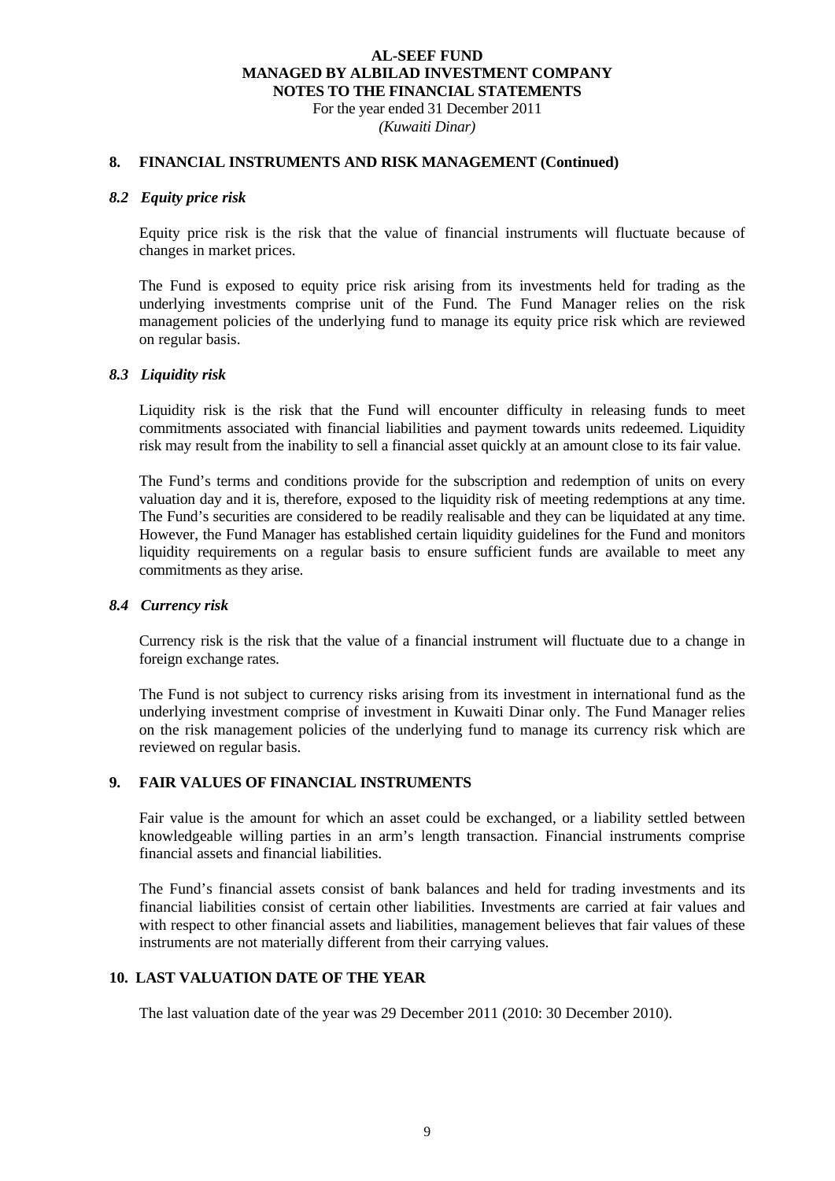## 8. FINANCIAL INSTRUMENTS AND RISK MANAGEMENT (Continued)

### *8.2 Equity price risk*

Equity price risk is the risk that the value of financial instruments will fluctuate because of changes in market prices.

The Fund is exposed to equity price risk arising from its investments held for trading as the underlying investments comprise unit of the Fund. The Fund Manager relies on the risk management policies of the underlying fund to manage its equity price risk which are reviewed on regular basis.

### *8.3 Liquidity risk*

Liquidity risk is the risk that the Fund will encounter difficulty in releasing funds to meet commitments associated with financial liabilities and payment towards units redeemed. Liquidity risk may result from the inability to sell a financial asset quickly at an amount close to its fair value.

The Fund's terms and conditions provide for the subscription and redemption of units on every valuation day and it is, therefore, exposed to the liquidity risk of meeting redemptions at any time. The Fund's securities are considered to be readily realisable and they can be liquidated at any time. However, the Fund Manager has established certain liquidity guidelines for the Fund and monitors liquidity requirements on a regular basis to ensure sufficient funds are available to meet any commitments as they arise.

### *8.4 Currency risk*

Currency risk is the risk that the value of a financial instrument will fluctuate due to a change in foreign exchange rates.

The Fund is not subject to currency risks arising from its investment in international fund as the underlying investment comprise of investment in Kuwaiti Dinar only. The Fund Manager relies on the risk management policies of the underlying fund to manage its currency risk which are reviewed on regular basis.

## 9. FAIR VALUES OF FINANCIAL INSTRUMENTS

Fair value is the amount for which an asset could be exchanged, or a liability settled between knowledgeable willing parties in an arm's length transaction. Financial instruments comprise financial assets and financial liabilities.

The Fund's financial assets consist of bank balances and held for trading investments and its financial liabilities consist of certain other liabilities. Investments are carried at fair values and with respect to other financial assets and liabilities, management believes that fair values of these instruments are not materially different from their carrying values.

## 10. LAST VALUATION DATE OF THE YEAR

The last valuation date of the year was 29 December 2011 (2010: 30 December 2010).